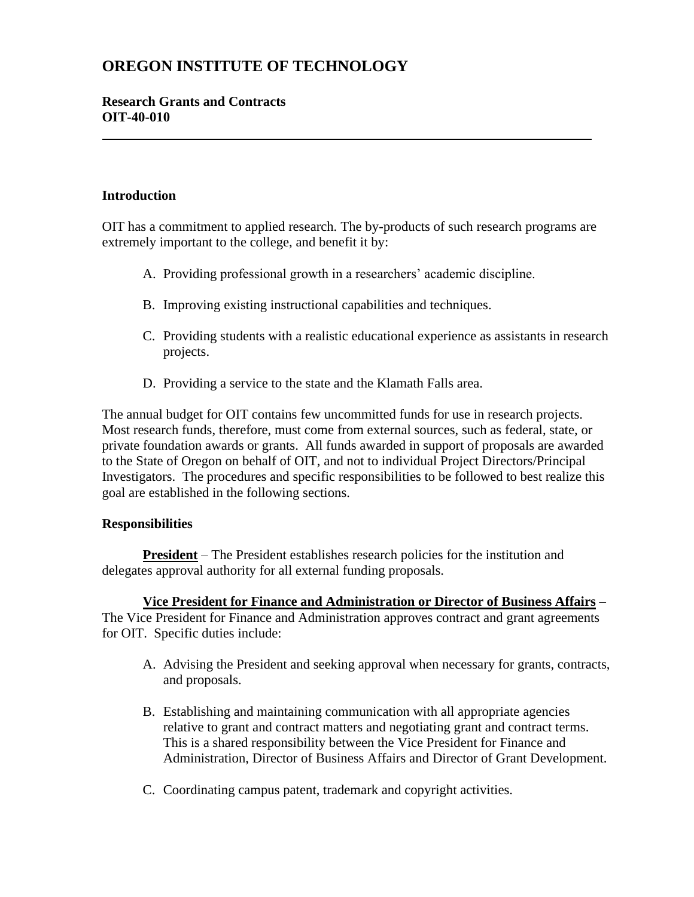# OREGON INSTITUTE OF TECHNOLOGY

**Research Grants and Contracts**
**OIT-40-010**

---

### Introduction

OIT has a commitment to applied research. The by-products of such research programs are extremely important to the college, and benefit it by:

A. Providing professional growth in a researchers' academic discipline.

B. Improving existing instructional capabilities and techniques.

C. Providing students with a realistic educational experience as assistants in research projects.

D. Providing a service to the state and the Klamath Falls area.

The annual budget for OIT contains few uncommitted funds for use in research projects. Most research funds, therefore, must come from external sources, such as federal, state, or private foundation awards or grants. All funds awarded in support of proposals are awarded to the State of Oregon on behalf of OIT, and not to individual Project Directors/Principal Investigators. The procedures and specific responsibilities to be followed to best realize this goal are established in the following sections.

### Responsibilities

**President** – The President establishes research policies for the institution and delegates approval authority for all external funding proposals.

**Vice President for Finance and Administration or Director of Business Affairs** – The Vice President for Finance and Administration approves contract and grant agreements for OIT. Specific duties include:

A. Advising the President and seeking approval when necessary for grants, contracts, and proposals.

B. Establishing and maintaining communication with all appropriate agencies relative to grant and contract matters and negotiating grant and contract terms. This is a shared responsibility between the Vice President for Finance and Administration, Director of Business Affairs and Director of Grant Development.

C. Coordinating campus patent, trademark and copyright activities.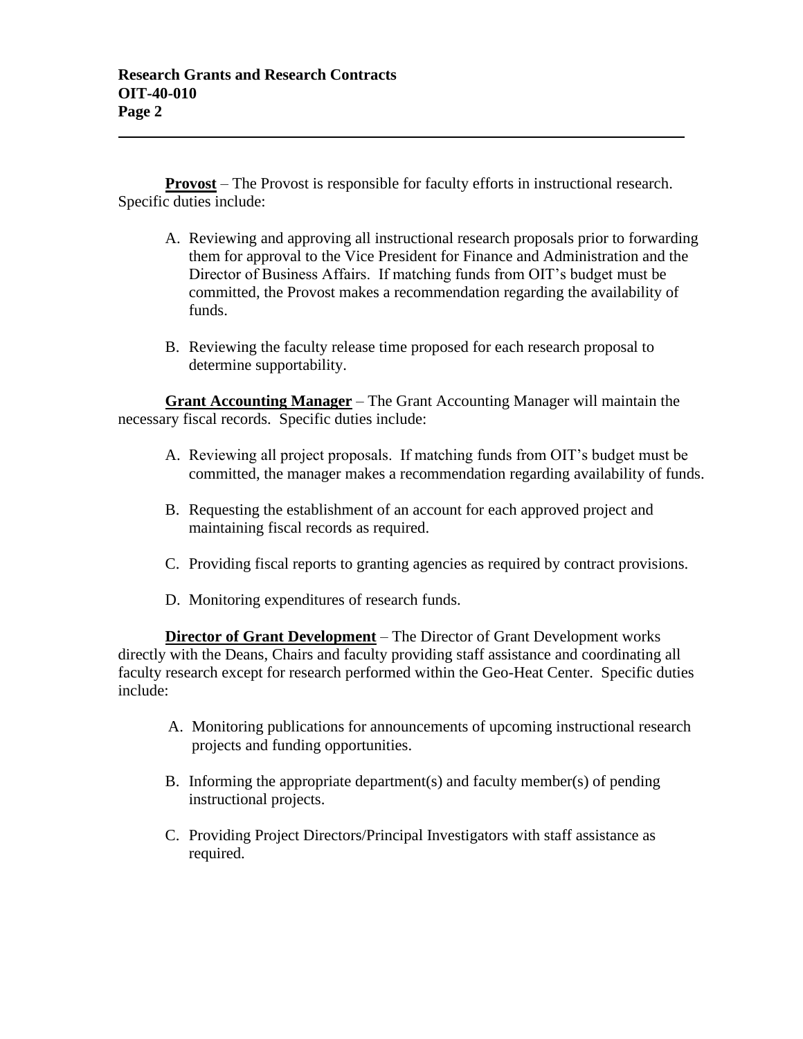**Provost** – The Provost is responsible for faculty efforts in instructional research. Specific duties include:

A. Reviewing and approving all instructional research proposals prior to forwarding them for approval to the Vice President for Finance and Administration and the Director of Business Affairs. If matching funds from OIT's budget must be committed, the Provost makes a recommendation regarding the availability of funds.

B. Reviewing the faculty release time proposed for each research proposal to determine supportability.

**Grant Accounting Manager** – The Grant Accounting Manager will maintain the necessary fiscal records. Specific duties include:

A. Reviewing all project proposals. If matching funds from OIT's budget must be committed, the manager makes a recommendation regarding availability of funds.

B. Requesting the establishment of an account for each approved project and maintaining fiscal records as required.

C. Providing fiscal reports to granting agencies as required by contract provisions.

D. Monitoring expenditures of research funds.

**Director of Grant Development** – The Director of Grant Development works directly with the Deans, Chairs and faculty providing staff assistance and coordinating all faculty research except for research performed within the Geo-Heat Center. Specific duties include:

A. Monitoring publications for announcements of upcoming instructional research projects and funding opportunities.

B. Informing the appropriate department(s) and faculty member(s) of pending instructional projects.

C. Providing Project Directors/Principal Investigators with staff assistance as required.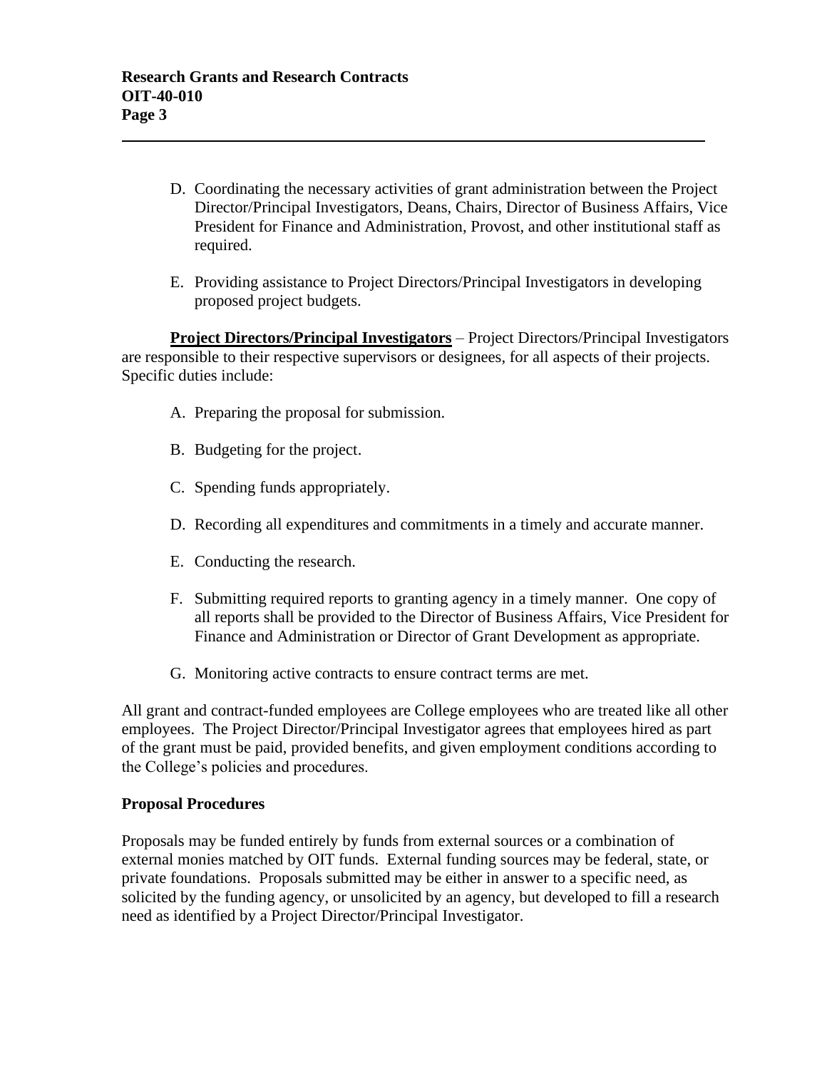D. Coordinating the necessary activities of grant administration between the Project Director/Principal Investigators, Deans, Chairs, Director of Business Affairs, Vice President for Finance and Administration, Provost, and other institutional staff as required.

E. Providing assistance to Project Directors/Principal Investigators in developing proposed project budgets.

**Project Directors/Principal Investigators** – Project Directors/Principal Investigators are responsible to their respective supervisors or designees, for all aspects of their projects. Specific duties include:

A. Preparing the proposal for submission.

B. Budgeting for the project.

C. Spending funds appropriately.

D. Recording all expenditures and commitments in a timely and accurate manner.

E. Conducting the research.

F. Submitting required reports to granting agency in a timely manner. One copy of all reports shall be provided to the Director of Business Affairs, Vice President for Finance and Administration or Director of Grant Development as appropriate.

G. Monitoring active contracts to ensure contract terms are met.

All grant and contract-funded employees are College employees who are treated like all other employees. The Project Director/Principal Investigator agrees that employees hired as part of the grant must be paid, provided benefits, and given employment conditions according to the College's policies and procedures.

**Proposal Procedures**

Proposals may be funded entirely by funds from external sources or a combination of external monies matched by OIT funds. External funding sources may be federal, state, or private foundations. Proposals submitted may be either in answer to a specific need, as solicited by the funding agency, or unsolicited by an agency, but developed to fill a research need as identified by a Project Director/Principal Investigator.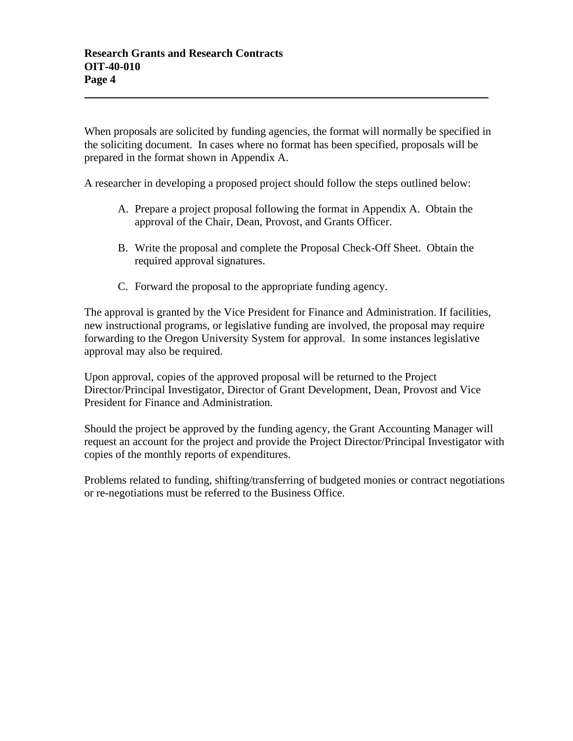When proposals are solicited by funding agencies, the format will normally be specified in the soliciting document. In cases where no format has been specified, proposals will be prepared in the format shown in Appendix A.

A researcher in developing a proposed project should follow the steps outlined below:

A. Prepare a project proposal following the format in Appendix A. Obtain the approval of the Chair, Dean, Provost, and Grants Officer.

B. Write the proposal and complete the Proposal Check-Off Sheet. Obtain the required approval signatures.

C. Forward the proposal to the appropriate funding agency.

The approval is granted by the Vice President for Finance and Administration. If facilities, new instructional programs, or legislative funding are involved, the proposal may require forwarding to the Oregon University System for approval. In some instances legislative approval may also be required.

Upon approval, copies of the approved proposal will be returned to the Project Director/Principal Investigator, Director of Grant Development, Dean, Provost and Vice President for Finance and Administration.

Should the project be approved by the funding agency, the Grant Accounting Manager will request an account for the project and provide the Project Director/Principal Investigator with copies of the monthly reports of expenditures.

Problems related to funding, shifting/transferring of budgeted monies or contract negotiations or re-negotiations must be referred to the Business Office.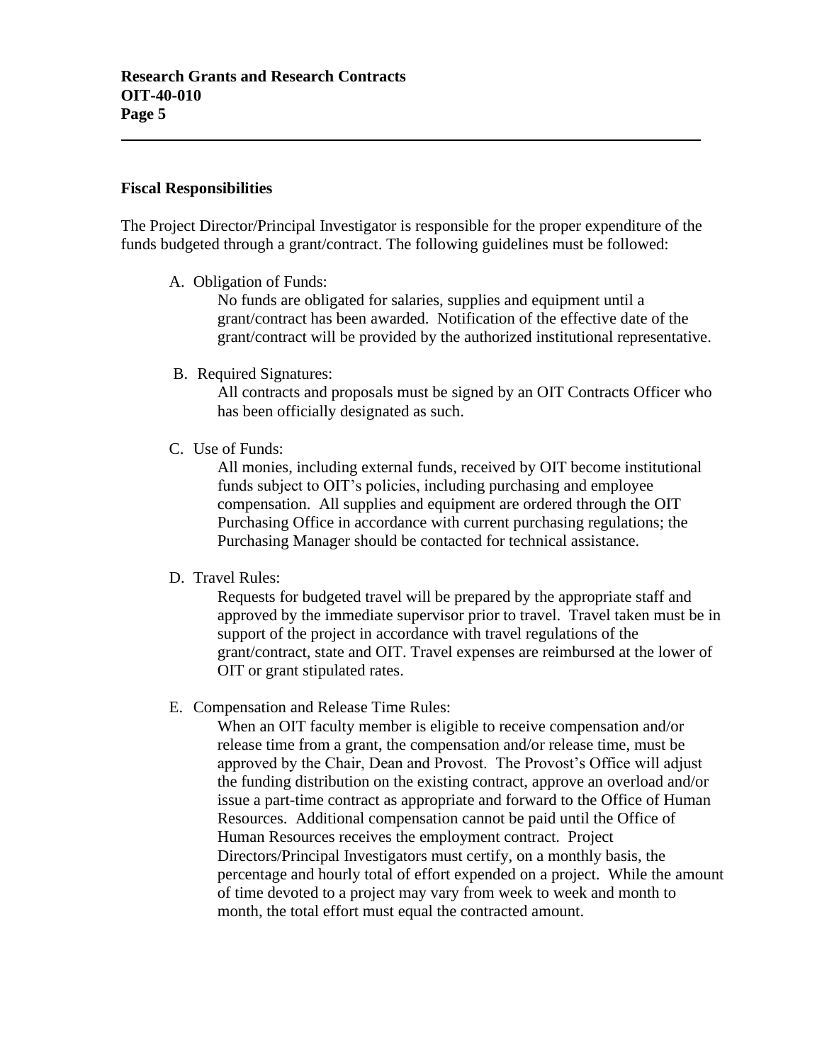## Fiscal Responsibilities

The Project Director/Principal Investigator is responsible for the proper expenditure of the funds budgeted through a grant/contract. The following guidelines must be followed:

A. Obligation of Funds:

   No funds are obligated for salaries, supplies and equipment until a grant/contract has been awarded. Notification of the effective date of the grant/contract will be provided by the authorized institutional representative.

B. Required Signatures:

   All contracts and proposals must be signed by an OIT Contracts Officer who has been officially designated as such.

C. Use of Funds:

   All monies, including external funds, received by OIT become institutional funds subject to OIT's policies, including purchasing and employee compensation. All supplies and equipment are ordered through the OIT Purchasing Office in accordance with current purchasing regulations; the Purchasing Manager should be contacted for technical assistance.

D. Travel Rules:

   Requests for budgeted travel will be prepared by the appropriate staff and approved by the immediate supervisor prior to travel. Travel taken must be in support of the project in accordance with travel regulations of the grant/contract, state and OIT. Travel expenses are reimbursed at the lower of OIT or grant stipulated rates.

E. Compensation and Release Time Rules:

   When an OIT faculty member is eligible to receive compensation and/or release time from a grant, the compensation and/or release time, must be approved by the Chair, Dean and Provost. The Provost's Office will adjust the funding distribution on the existing contract, approve an overload and/or issue a part-time contract as appropriate and forward to the Office of Human Resources. Additional compensation cannot be paid until the Office of Human Resources receives the employment contract. Project Directors/Principal Investigators must certify, on a monthly basis, the percentage and hourly total of effort expended on a project. While the amount of time devoted to a project may vary from week to week and month to month, the total effort must equal the contracted amount.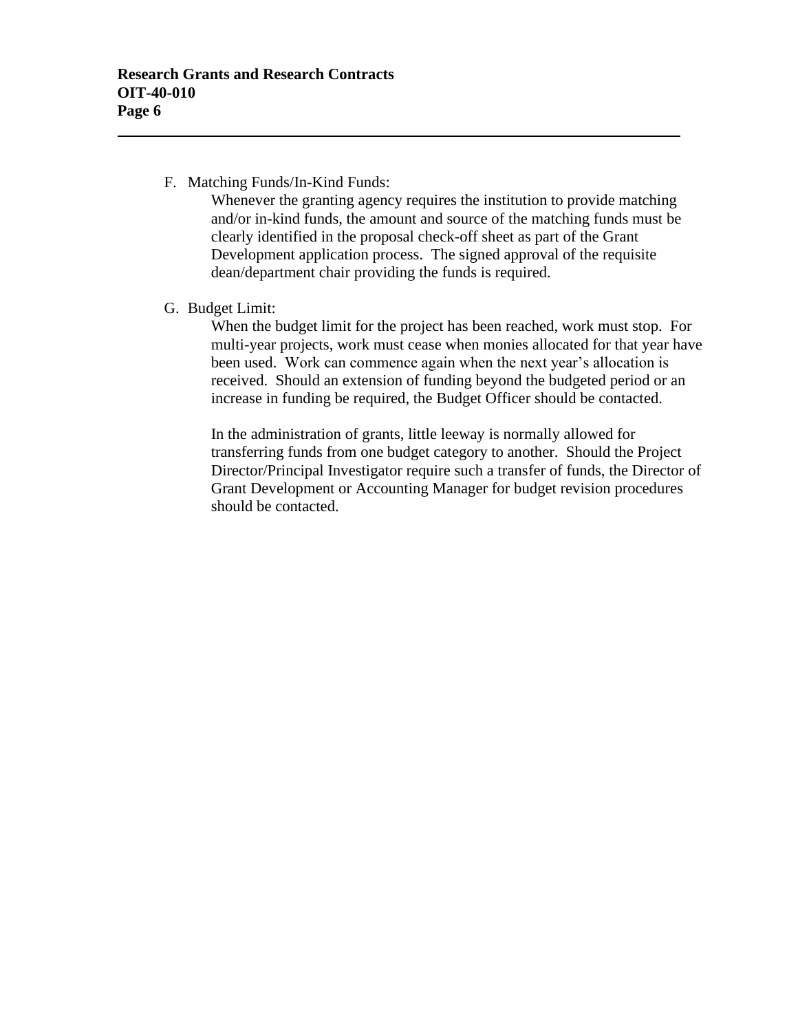F. Matching Funds/In-Kind Funds:

Whenever the granting agency requires the institution to provide matching and/or in-kind funds, the amount and source of the matching funds must be clearly identified in the proposal check-off sheet as part of the Grant Development application process. The signed approval of the requisite dean/department chair providing the funds is required.

G. Budget Limit:

When the budget limit for the project has been reached, work must stop. For multi-year projects, work must cease when monies allocated for that year have been used. Work can commence again when the next year's allocation is received. Should an extension of funding beyond the budgeted period or an increase in funding be required, the Budget Officer should be contacted.

In the administration of grants, little leeway is normally allowed for transferring funds from one budget category to another. Should the Project Director/Principal Investigator require such a transfer of funds, the Director of Grant Development or Accounting Manager for budget revision procedures should be contacted.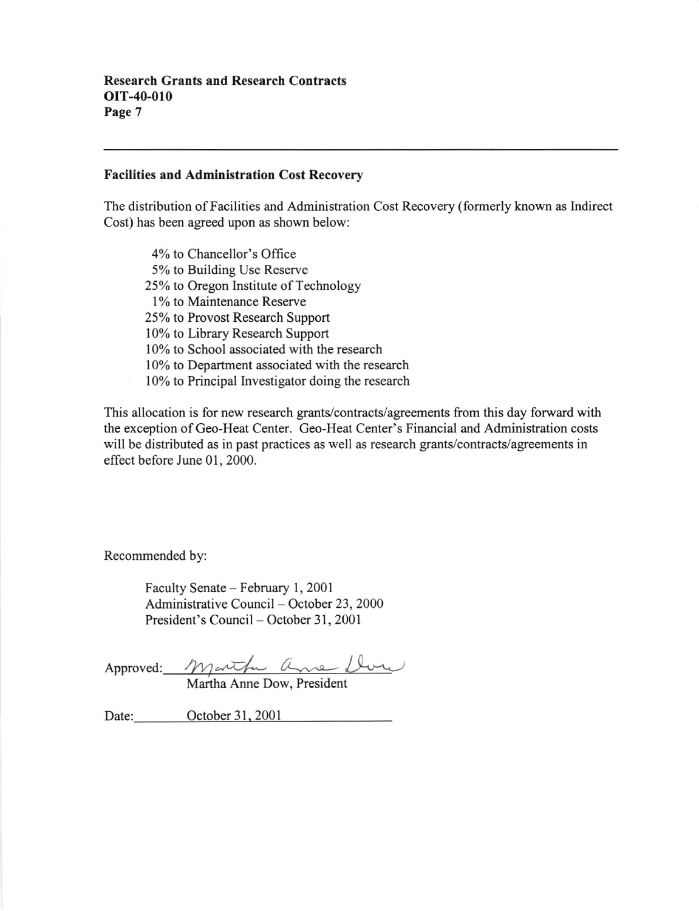## Facilities and Administration Cost Recovery

The distribution of Facilities and Administration Cost Recovery (formerly known as Indirect Cost) has been agreed upon as shown below:

- 4% to Chancellor's Office
- 5% to Building Use Reserve
- 25% to Oregon Institute of Technology
- 1% to Maintenance Reserve
- 25% to Provost Research Support
- 10% to Library Research Support
- 10% to School associated with the research
- 10% to Department associated with the research
- 10% to Principal Investigator doing the research

This allocation is for new research grants/contracts/agreements from this day forward with the exception of Geo-Heat Center. Geo-Heat Center's Financial and Administration costs will be distributed as in past practices as well as research grants/contracts/agreements in effect before June 01, 2000.

Recommended by:

Faculty Senate – February 1, 2001
Administrative Council – October 23, 2000
President's Council – October 31, 2001

Approved: *Martha Anne Dow*
Martha Anne Dow, President

Date: October 31, 2001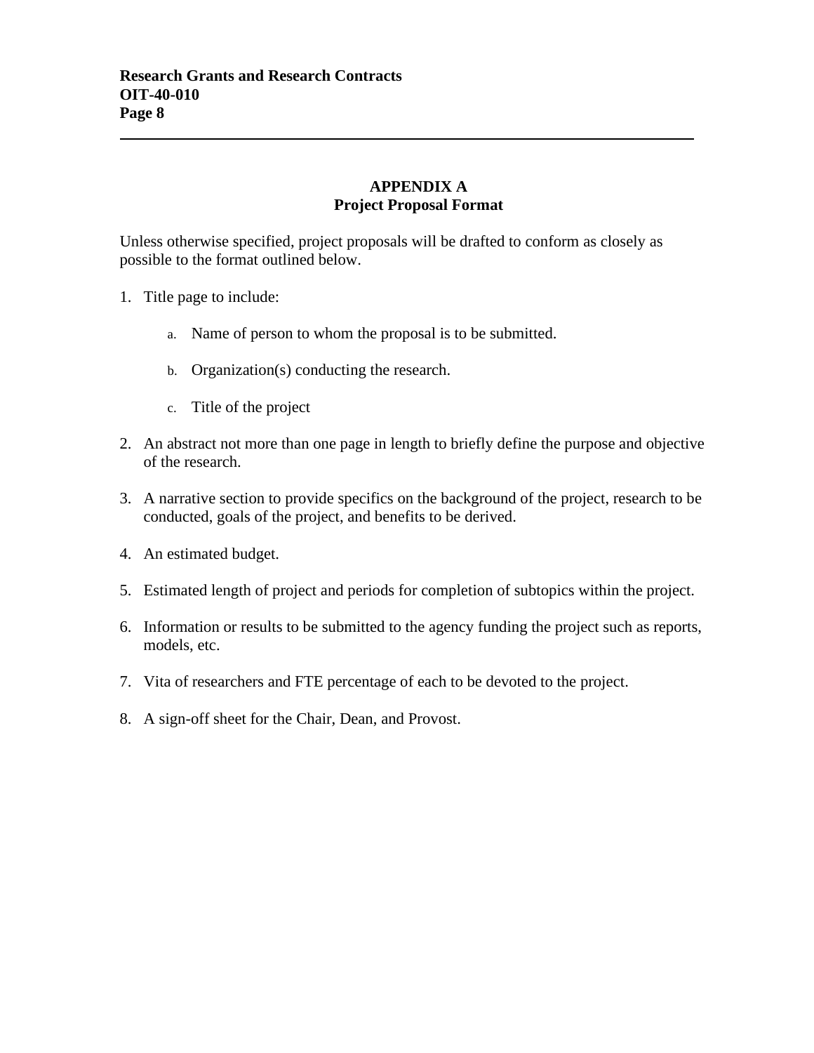## APPENDIX A
## Project Proposal Format

Unless otherwise specified, project proposals will be drafted to conform as closely as possible to the format outlined below.

1. Title page to include:

   a. Name of person to whom the proposal is to be submitted.

   b. Organization(s) conducting the research.

   c. Title of the project

2. An abstract not more than one page in length to briefly define the purpose and objective of the research.

3. A narrative section to provide specifics on the background of the project, research to be conducted, goals of the project, and benefits to be derived.

4. An estimated budget.

5. Estimated length of project and periods for completion of subtopics within the project.

6. Information or results to be submitted to the agency funding the project such as reports, models, etc.

7. Vita of researchers and FTE percentage of each to be devoted to the project.

8. A sign-off sheet for the Chair, Dean, and Provost.